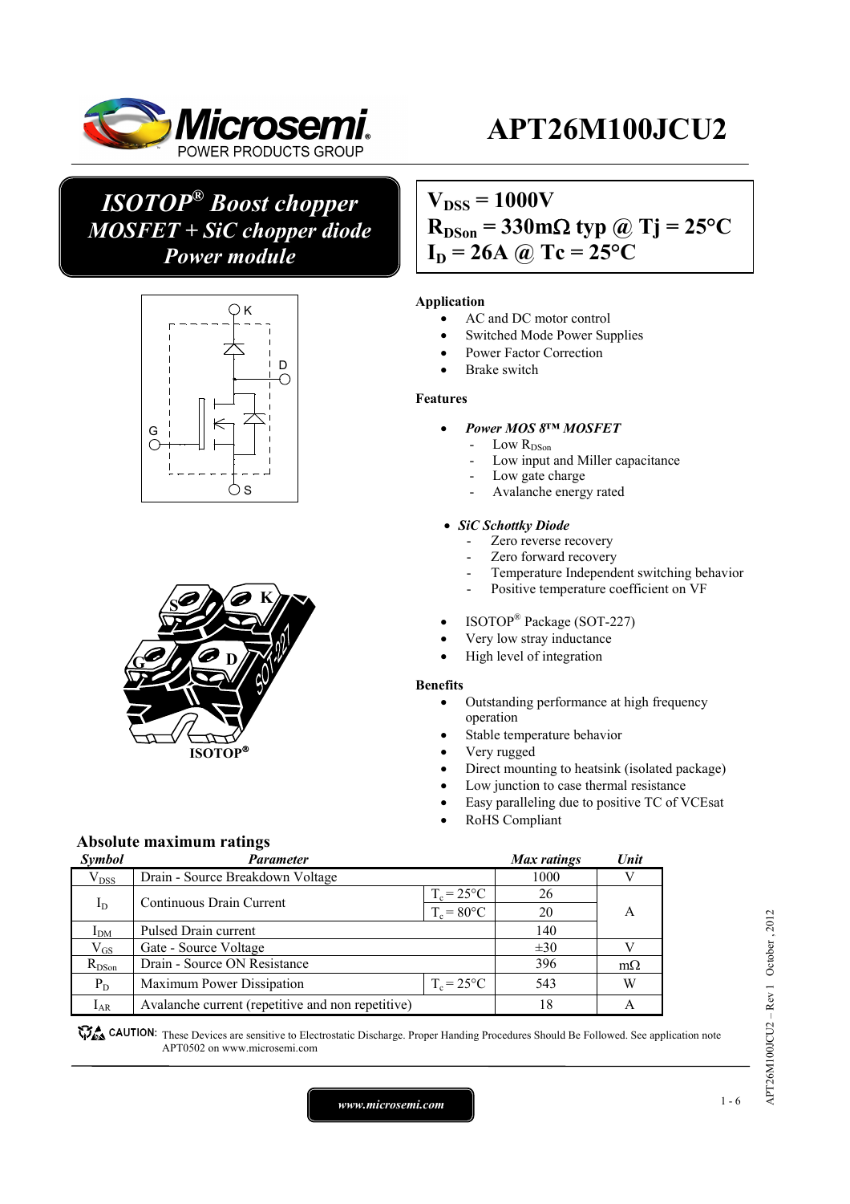# APT26M100JCU2

## ISOTOP® Boost chopper MOSFET + SiC chopper diode Power module

**$V_{DSS}$ = 1000V**
**$R_{DSon}$ = 330mΩ typ @ Tj = 25°C**
**$I_D$ = 26A @ Tc = 25°C**

**Application**

- AC and DC motor control
- Switched Mode Power Supplies
- Power Factor Correction
- Brake switch

**Features**

- *Power MOS 8™ MOSFET*
  - Low $R_{DSon}$
  - Low input and Miller capacitance
  - Low gate charge
  - Avalanche energy rated
- *SiC Schottky Diode*
  - Zero reverse recovery
  - Zero forward recovery
  - Temperature Independent switching behavior
  - Positive temperature coefficient on VF
- ISOTOP® Package (SOT-227)
- Very low stray inductance
- High level of integration

**Benefits**

- Outstanding performance at high frequency operation
- Stable temperature behavior
- Very rugged
- Direct mounting to heatsink (isolated package)
- Low junction to case thermal resistance
- Easy paralleling due to positive TC of VCEsat
- RoHS Compliant

ISOTOP®

## Absolute maximum ratings

| Symbol | Parameter | | Max ratings | Unit |
|---|---|---|---|---|
| $V_{DSS}$ | Drain - Source Breakdown Voltage | | 1000 | V |
| $I_D$ | Continuous Drain Current | $T_c$ = 25°C | 26 | A |
| | | $T_c$ = 80°C | 20 | |
| $I_{DM}$ | Pulsed Drain current | | 140 | |
| $V_{GS}$ | Gate - Source Voltage | | ±30 | V |
| $R_{DSon}$ | Drain - Source ON Resistance | | 396 | mΩ |
| $P_D$ | Maximum Power Dissipation | $T_c$ = 25°C | 543 | W |
| $I_{AR}$ | Avalanche current (repetitive and non repetitive) | | 18 | A |

CAUTION: These Devices are sensitive to Electrostatic Discharge. Proper Handing Procedures Should Be Followed. See application note APT0502 on www.microsemi.com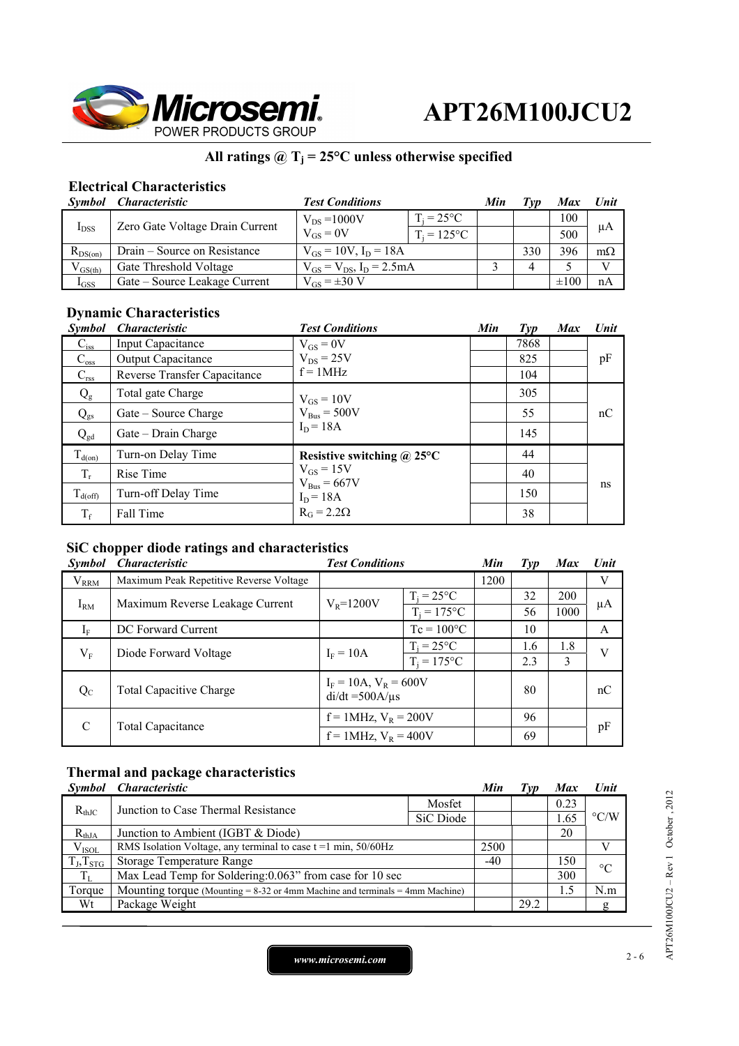# APT26M100JCU2

**All ratings @ $T_j$ = 25°C unless otherwise specified**

## Electrical Characteristics

| *Symbol* | *Characteristic* | *Test Conditions* | | *Min* | *Typ* | *Max* | *Unit* |
|---|---|---|---|---|---|---|---|
| $I_{DSS}$ | Zero Gate Voltage Drain Current | $V_{DS}$ =1000V<br>$V_{GS}$ = 0V | $T_j$ = 25°C | | | 100 | µA |
| | | | $T_j$ = 125°C | | | 500 | |
| $R_{DS(on)}$ | Drain – Source on Resistance | $V_{GS}$ = 10V, $I_D$ = 18A | | | 330 | 396 | mΩ |
| $V_{GS(th)}$ | Gate Threshold Voltage | $V_{GS}$ = $V_{DS}$, $I_D$ = 2.5mA | | 3 | 4 | 5 | V |
| $I_{GSS}$ | Gate – Source Leakage Current | $V_{GS}$ = ±30 V | | | | ±100 | nA |

## Dynamic Characteristics

| *Symbol* | *Characteristic* | *Test Conditions* | *Min* | *Typ* | *Max* | *Unit* |
|---|---|---|---|---|---|---|
| $C_{iss}$ | Input Capacitance | $V_{GS}$ = 0V<br>$V_{DS}$ = 25V<br>f = 1MHz | | 7868 | | pF |
| $C_{oss}$ | Output Capacitance | | | 825 | | |
| $C_{rss}$ | Reverse Transfer Capacitance | | | 104 | | |
| $Q_g$ | Total gate Charge | $V_{GS}$ = 10V<br>$V_{Bus}$ = 500V<br>$I_D$ = 18A | | 305 | | nC |
| $Q_{gs}$ | Gate – Source Charge | | | 55 | | |
| $Q_{gd}$ | Gate – Drain Charge | | | 145 | | |
| $T_{d(on)}$ | Turn-on Delay Time | **Resistive switching @ 25°C**<br>$V_{GS}$ = 15V<br>$V_{Bus}$ = 667V<br>$I_D$ = 18A<br>$R_G$ = 2.2Ω | | 44 | | ns |
| $T_r$ | Rise Time | | | 40 | | |
| $T_{d(off)}$ | Turn-off Delay Time | | | 150 | | |
| $T_f$ | Fall Time | | | 38 | | |

## SiC chopper diode ratings and characteristics

| *Symbol* | *Characteristic* | *Test Conditions* | | *Min* | *Typ* | *Max* | *Unit* |
|---|---|---|---|---|---|---|---|
| $V_{RRM}$ | Maximum Peak Repetitive Reverse Voltage | | | 1200 | | | V |
| $I_{RM}$ | Maximum Reverse Leakage Current | $V_R$=1200V | $T_j$ = 25°C | | 32 | 200 | µA |
| | | | $T_j$ = 175°C | | 56 | 1000 | |
| $I_F$ | DC Forward Current | | Tc = 100°C | | 10 | | A |
| $V_F$ | Diode Forward Voltage | $I_F$ = 10A | $T_j$ = 25°C | | 1.6 | 1.8 | V |
| | | | $T_j$ = 175°C | | 2.3 | 3 | |
| $Q_C$ | Total Capacitive Charge | $I_F$ = 10A, $V_R$ = 600V<br>di/dt =500A/µs | | | 80 | | nC |
| C | Total Capacitance | f = 1MHz, $V_R$ = 200V | | | 96 | | pF |
| | | f = 1MHz, $V_R$ = 400V | | | 69 | | |

## Thermal and package characteristics

| *Symbol* | *Characteristic* | | *Min* | *Typ* | *Max* | *Unit* |
|---|---|---|---|---|---|---|
| $R_{thJC}$ | Junction to Case Thermal Resistance | Mosfet | | | 0.23 | °C/W |
| | | SiC Diode | | | 1.65 | |
| $R_{thJA}$ | Junction to Ambient (IGBT & Diode) | | | | 20 | |
| $V_{ISOL}$ | RMS Isolation Voltage, any terminal to case t =1 min, 50/60Hz | | 2500 | | | V |
| $T_J$,$T_{STG}$ | Storage Temperature Range | | -40 | | 150 | °C |
| $T_L$ | Max Lead Temp for Soldering:0.063" from case for 10 sec | | | | 300 | |
| Torque | Mounting torque (Mounting = 8-32 or 4mm Machine and terminals = 4mm Machine) | | | | 1.5 | N.m |
| Wt | Package Weight | | | 29.2 | | g |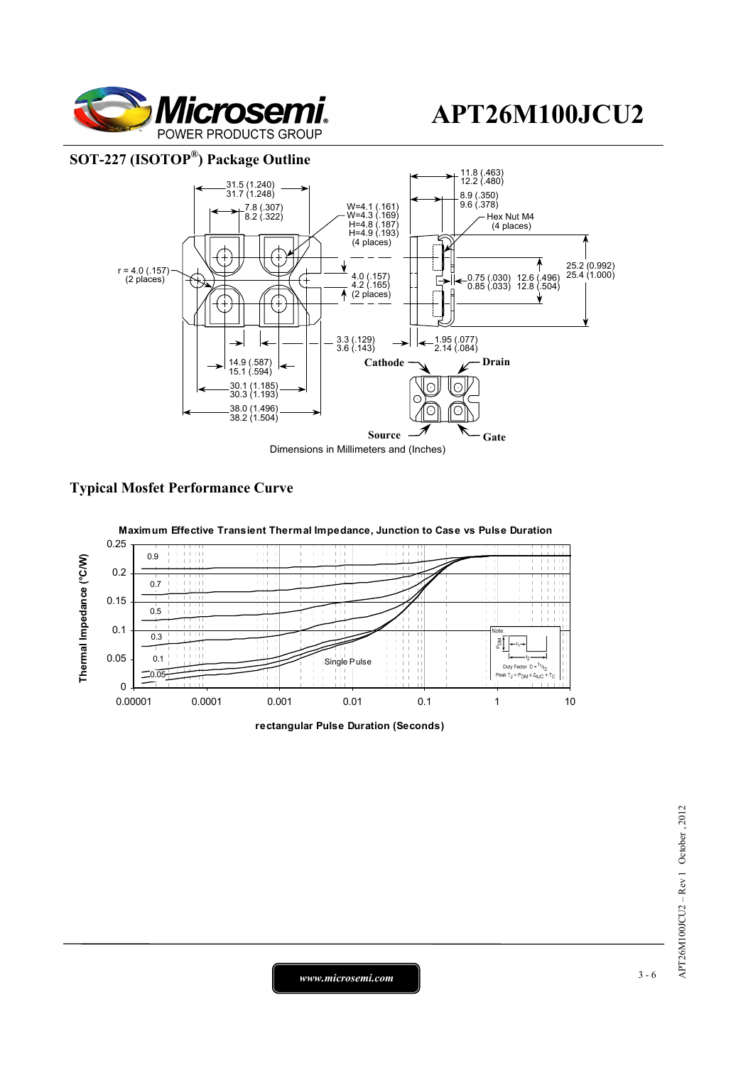## SOT-227 (ISOTOP®) Package Outline

Dimensions in Millimeters and (Inches)

## Typical Mosfet Performance Curve

**Maximum Effective Transient Thermal Impedance, Junction to Case vs Pulse Duration**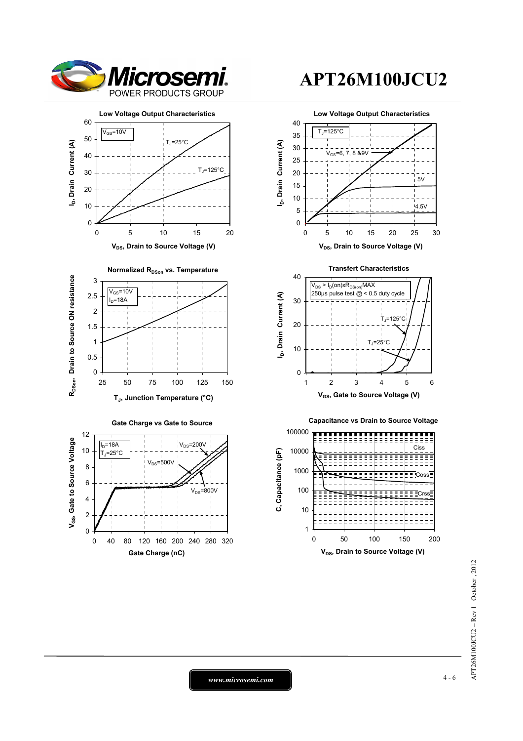# APT26M100JCU2

**Low Voltage Output Characteristics**

$V_{GS}$=10V

$T_J$=25°C

$T_J$=125°C

$I_D$, Drain Current (A)

$V_{DS}$, Drain to Source Voltage (V)

**Low Voltage Output Characteristics**

$T_J$=125°C

$V_{GS}$=6, 7, 8 &9V

5V

4.5V

$I_D$, Drain Current (A)

$V_{DS}$, Drain to Source Voltage (V)

**Normalized $R_{DSon}$ vs. Temperature**

$V_{GS}$=10V

$I_D$=18A

$R_{DSon}$, Drain to Source ON resistance

$T_J$, Junction Temperature (°C)

**Transfert Characteristics**

$V_{DS} > I_D(on) x R_{DS(on)}$MAX

250µs pulse test @ < 0.5 duty cycle

$T_J$=125°C

$T_J$=25°C

$I_D$, Drain Current (A)

$V_{GS}$, Gate to Source Voltage (V)

**Gate Charge vs Gate to Source**

$I_D$=18A

$T_J$=25°C

$V_{DS}$=200V

$V_{DS}$=500V

$V_{DS}$=800V

$V_{GS}$, Gate to Source Voltage

Gate Charge (nC)

**Capacitance vs Drain to Source Voltage**

Ciss

Coss

Crss

C, Capacitance (pF)

$V_{DS}$, Drain to Source Voltage (V)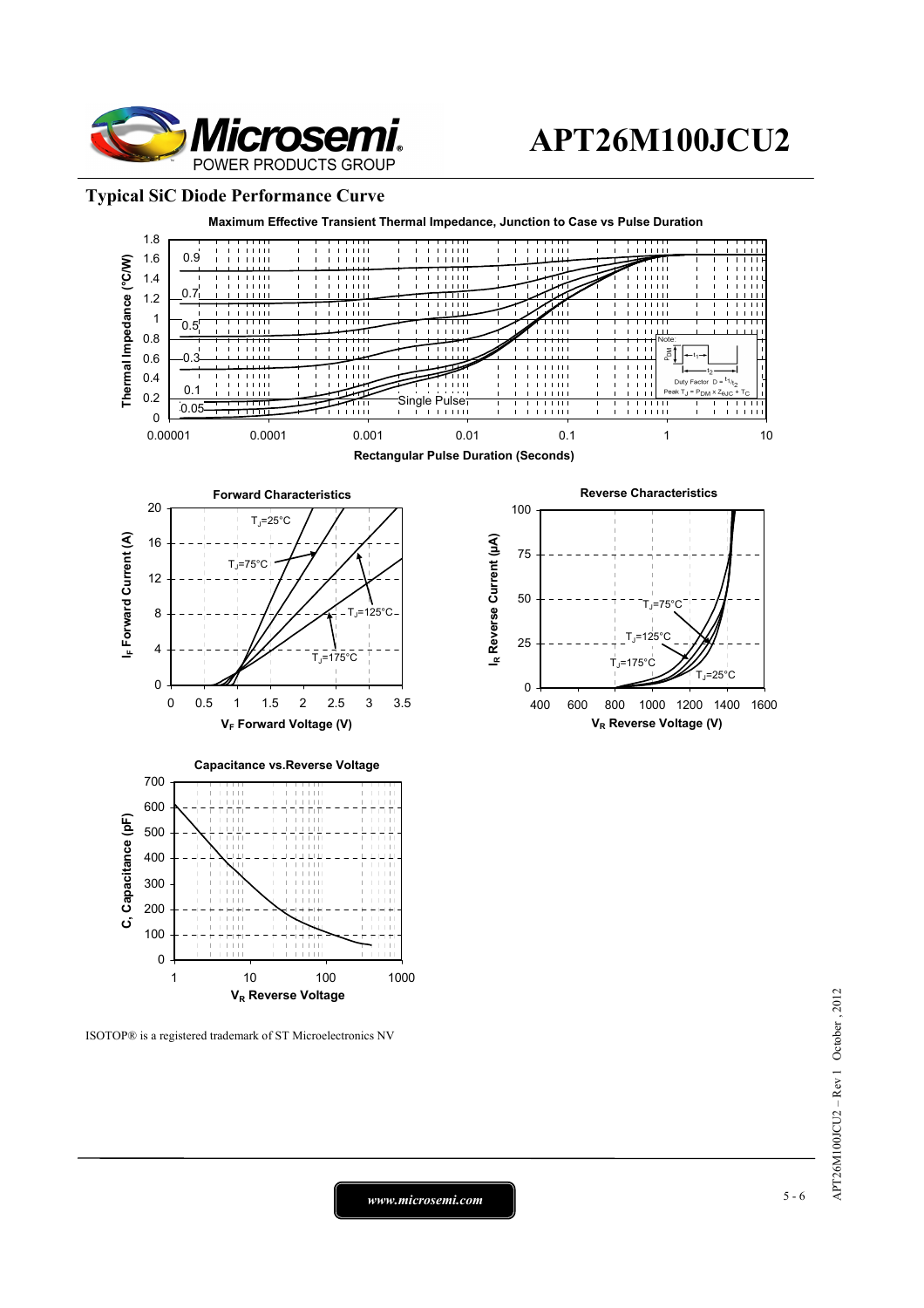## Typical SiC Diode Performance Curve

**Maximum Effective Transient Thermal Impedance, Junction to Case vs Pulse Duration**

Thermal Impedance (°C/W) vs Rectangular Pulse Duration (Seconds)

Curves: 0.9, 0.7, 0.5, 0.3, 0.1, 0.05, Single Pulse

Note: Duty Factor $D = t_1/t_2$; Peak $T_J = P_{DM} \times Z_{\theta JC} + T_C$

**Forward Characteristics**

$I_F$ Forward Current (A) vs $V_F$ Forward Voltage (V)

Curves: $T_J$=25°C, $T_J$=75°C, $T_J$=125°C, $T_J$=175°C

**Reverse Characteristics**

$I_R$ Reverse Current (µA) vs $V_R$ Reverse Voltage (V)

Curves: $T_J$=75°C, $T_J$=125°C, $T_J$=175°C, $T_J$=25°C

**Capacitance vs.Reverse Voltage**

C, Capacitance (pF) vs $V_R$ Reverse Voltage

ISOTOP® is a registered trademark of ST Microelectronics NV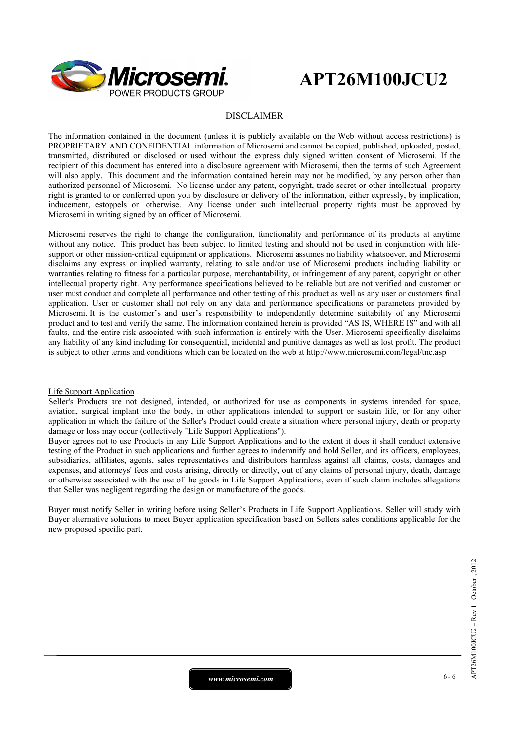## DISCLAIMER

The information contained in the document (unless it is publicly available on the Web without access restrictions) is PROPRIETARY AND CONFIDENTIAL information of Microsemi and cannot be copied, published, uploaded, posted, transmitted, distributed or disclosed or used without the express duly signed written consent of Microsemi. If the recipient of this document has entered into a disclosure agreement with Microsemi, then the terms of such Agreement will also apply. This document and the information contained herein may not be modified, by any person other than authorized personnel of Microsemi. No license under any patent, copyright, trade secret or other intellectual property right is granted to or conferred upon you by disclosure or delivery of the information, either expressly, by implication, inducement, estoppels or otherwise. Any license under such intellectual property rights must be approved by Microsemi in writing signed by an officer of Microsemi.

Microsemi reserves the right to change the configuration, functionality and performance of its products at anytime without any notice. This product has been subject to limited testing and should not be used in conjunction with life-support or other mission-critical equipment or applications. Microsemi assumes no liability whatsoever, and Microsemi disclaims any express or implied warranty, relating to sale and/or use of Microsemi products including liability or warranties relating to fitness for a particular purpose, merchantability, or infringement of any patent, copyright or other intellectual property right. Any performance specifications believed to be reliable but are not verified and customer or user must conduct and complete all performance and other testing of this product as well as any user or customers final application. User or customer shall not rely on any data and performance specifications or parameters provided by Microsemi. It is the customer's and user's responsibility to independently determine suitability of any Microsemi product and to test and verify the same. The information contained herein is provided "AS IS, WHERE IS" and with all faults, and the entire risk associated with such information is entirely with the User. Microsemi specifically disclaims any liability of any kind including for consequential, incidental and punitive damages as well as lost profit. The product is subject to other terms and conditions which can be located on the web at http://www.microsemi.com/legal/tnc.asp

### Life Support Application

Seller's Products are not designed, intended, or authorized for use as components in systems intended for space, aviation, surgical implant into the body, in other applications intended to support or sustain life, or for any other application in which the failure of the Seller's Product could create a situation where personal injury, death or property damage or loss may occur (collectively "Life Support Applications").

Buyer agrees not to use Products in any Life Support Applications and to the extent it does it shall conduct extensive testing of the Product in such applications and further agrees to indemnify and hold Seller, and its officers, employees, subsidiaries, affiliates, agents, sales representatives and distributors harmless against all claims, costs, damages and expenses, and attorneys' fees and costs arising, directly or directly, out of any claims of personal injury, death, damage or otherwise associated with the use of the goods in Life Support Applications, even if such claim includes allegations that Seller was negligent regarding the design or manufacture of the goods.

Buyer must notify Seller in writing before using Seller's Products in Life Support Applications. Seller will study with Buyer alternative solutions to meet Buyer application specification based on Sellers sales conditions applicable for the new proposed specific part.